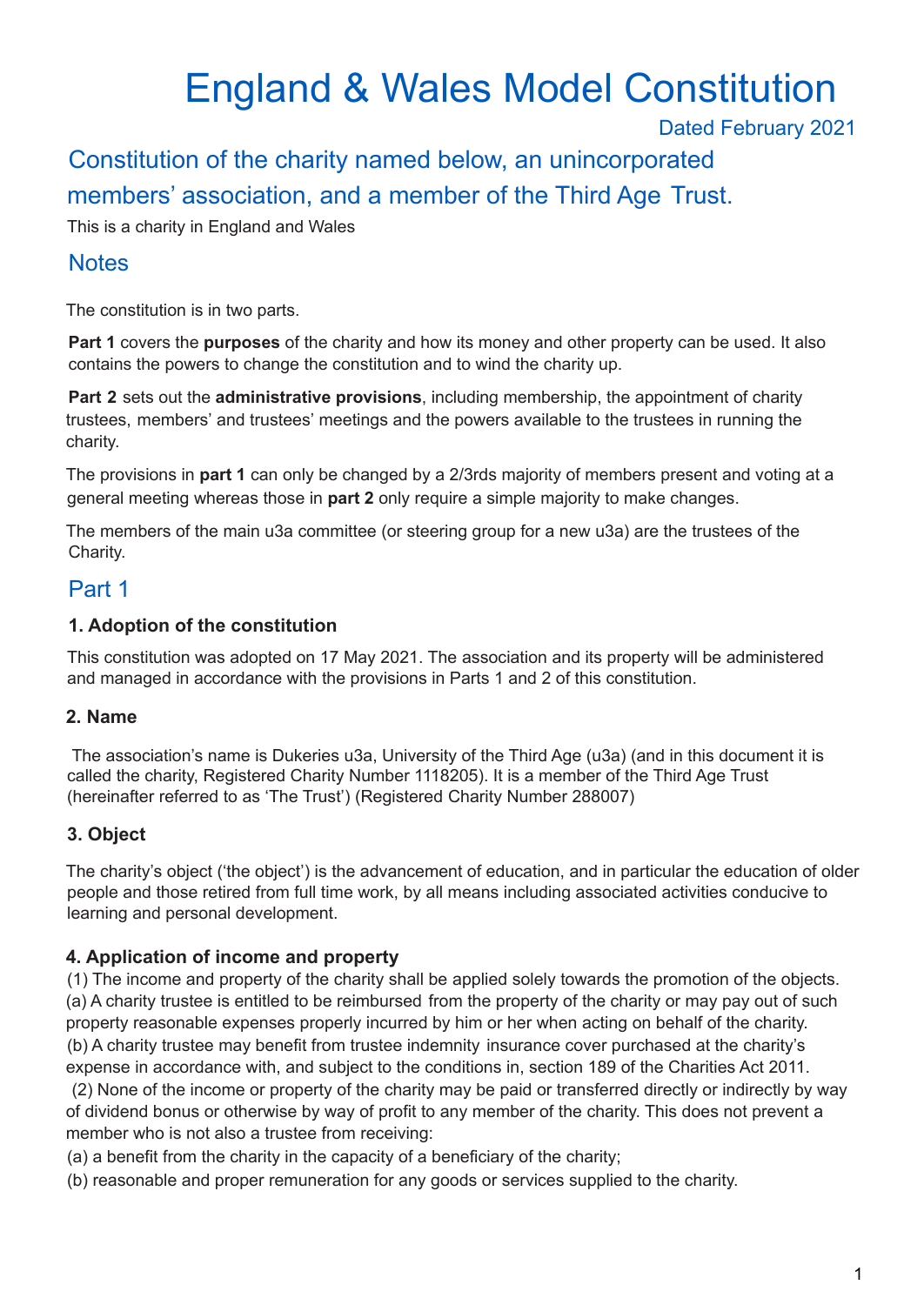# England & Wales Model Constitution

Dated February 2021

## Constitution of the charity named below, an unincorporated members' association, and a member of the Third Age Trust.

This is a charity in England and Wales

## Notes

The constitution is in two parts.

**Part 1** covers the **purposes** of the charity and how its money and other property can be used. It also contains the powers to change the constitution and to wind the charity up.

**Part 2** sets out the **administrative provisions**, including membership, the appointment of charity trustees, members' and trustees' meetings and the powers available to the trustees in running the charity.

The provisions in **part 1** can only be changed by a 2/3rds majority of members present and voting at a general meeting whereas those in **part 2** only require a simple majority to make changes.

The members of the main u3a committee (or steering group for a new u3a) are the trustees of the Charity.

## Part 1

### 1. Adoption of the constitution

This constitution was adopted on 17 May 2021. The association and its property will be administered and managed in accordance with the provisions in Parts 1 and 2 of this constitution.

### 2. Name

The association's name is Dukeries u3a, University of the Third Age (u3a) (and in this document it is called the charity, Registered Charity Number 1118205). It is a member of the Third Age Trust (hereinafter referred to as 'The Trust') (Registered Charity Number 288007)

### 3. Object

The charity's object ('the object') is the advancement of education, and in particular the education of older people and those retired from full time work, by all means including associated activities conducive to learning and personal development.

### 4. Application of income and property

(1) The income and property of the charity shall be applied solely towards the promotion of the objects.
(a) A charity trustee is entitled to be reimbursed from the property of the charity or may pay out of such property reasonable expenses properly incurred by him or her when acting on behalf of the charity.
(b) A charity trustee may benefit from trustee indemnity insurance cover purchased at the charity's expense in accordance with, and subject to the conditions in, section 189 of the Charities Act 2011.
(2) None of the income or property of the charity may be paid or transferred directly or indirectly by way of dividend bonus or otherwise by way of profit to any member of the charity. This does not prevent a member who is not also a trustee from receiving:
(a) a benefit from the charity in the capacity of a beneficiary of the charity;
(b) reasonable and proper remuneration for any goods or services supplied to the charity.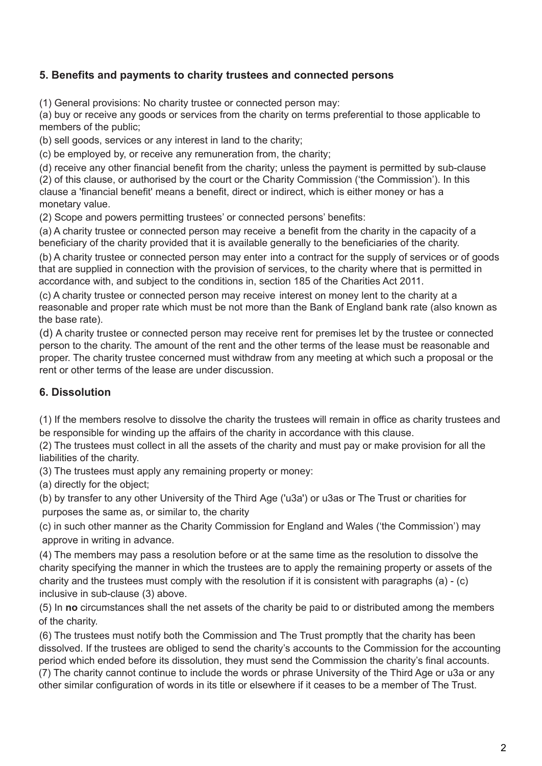## 5. Benefits and payments to charity trustees and connected persons

(1) General provisions: No charity trustee or connected person may:

(a) buy or receive any goods or services from the charity on terms preferential to those applicable to members of the public;

(b) sell goods, services or any interest in land to the charity;

(c) be employed by, or receive any remuneration from, the charity;

(d) receive any other financial benefit from the charity; unless the payment is permitted by sub-clause (2) of this clause, or authorised by the court or the Charity Commission ('the Commission'). In this clause a 'financial benefit' means a benefit, direct or indirect, which is either money or has a monetary value.

(2) Scope and powers permitting trustees' or connected persons' benefits:

(a) A charity trustee or connected person may receive a benefit from the charity in the capacity of a beneficiary of the charity provided that it is available generally to the beneficiaries of the charity.

(b) A charity trustee or connected person may enter into a contract for the supply of services or of goods that are supplied in connection with the provision of services, to the charity where that is permitted in accordance with, and subject to the conditions in, section 185 of the Charities Act 2011.

(c) A charity trustee or connected person may receive interest on money lent to the charity at a reasonable and proper rate which must be not more than the Bank of England bank rate (also known as the base rate).

(d) A charity trustee or connected person may receive rent for premises let by the trustee or connected person to the charity. The amount of the rent and the other terms of the lease must be reasonable and proper. The charity trustee concerned must withdraw from any meeting at which such a proposal or the rent or other terms of the lease are under discussion.

## 6. Dissolution

(1) If the members resolve to dissolve the charity the trustees will remain in office as charity trustees and be responsible for winding up the affairs of the charity in accordance with this clause.

(2) The trustees must collect in all the assets of the charity and must pay or make provision for all the liabilities of the charity.

(3) The trustees must apply any remaining property or money:

(a) directly for the object;

(b) by transfer to any other University of the Third Age ('u3a') or u3as or The Trust or charities for purposes the same as, or similar to, the charity

(c) in such other manner as the Charity Commission for England and Wales ('the Commission') may approve in writing in advance.

(4) The members may pass a resolution before or at the same time as the resolution to dissolve the charity specifying the manner in which the trustees are to apply the remaining property or assets of the charity and the trustees must comply with the resolution if it is consistent with paragraphs (a) - (c) inclusive in sub-clause (3) above.

(5) In **no** circumstances shall the net assets of the charity be paid to or distributed among the members of the charity.

(6) The trustees must notify both the Commission and The Trust promptly that the charity has been dissolved. If the trustees are obliged to send the charity's accounts to the Commission for the accounting period which ended before its dissolution, they must send the Commission the charity's final accounts.

(7) The charity cannot continue to include the words or phrase University of the Third Age or u3a or any other similar configuration of words in its title or elsewhere if it ceases to be a member of The Trust.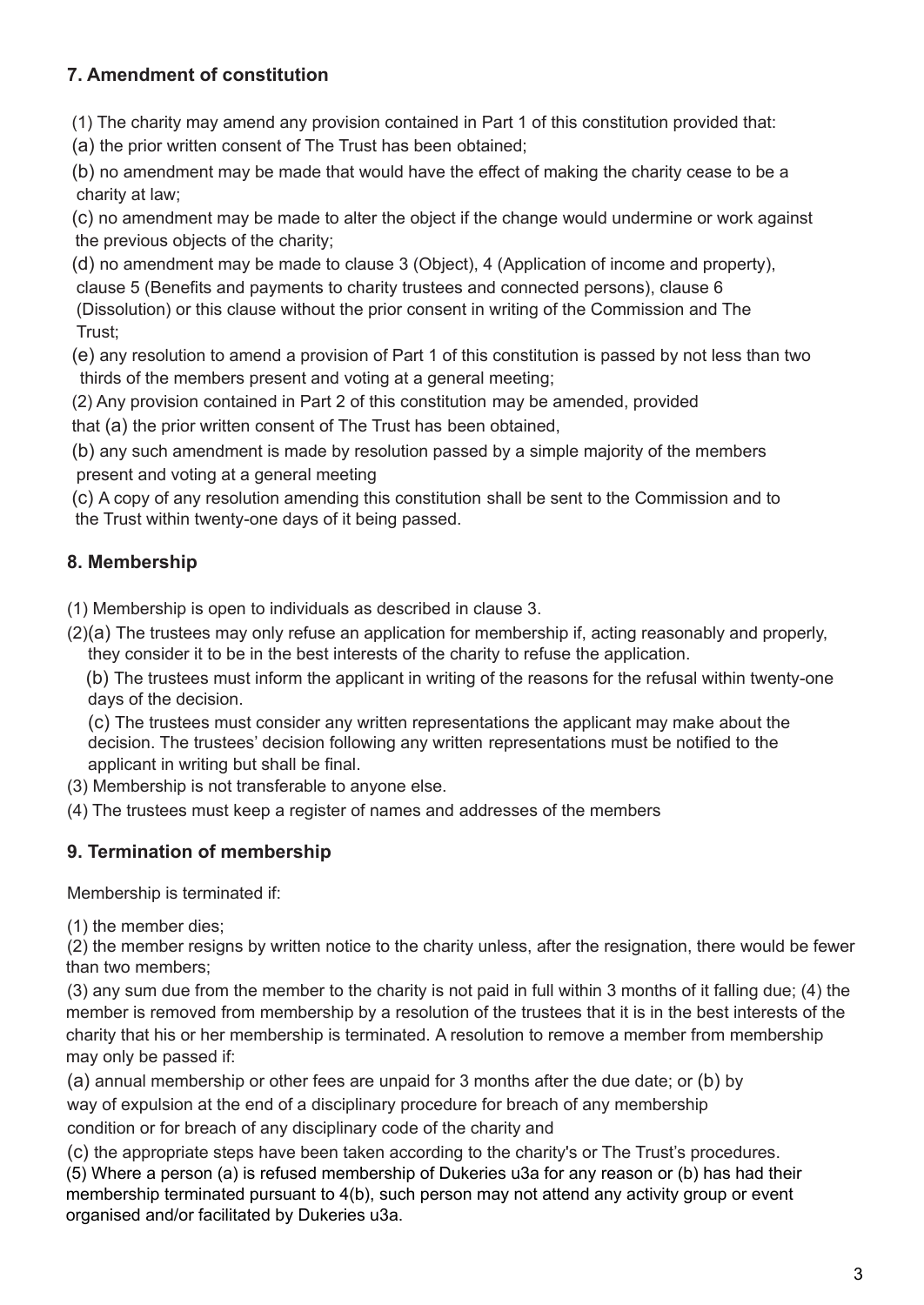## 7. Amendment of constitution

(1) The charity may amend any provision contained in Part 1 of this constitution provided that:

(a) the prior written consent of The Trust has been obtained;

(b) no amendment may be made that would have the effect of making the charity cease to be a charity at law;

(c) no amendment may be made to alter the object if the change would undermine or work against the previous objects of the charity;

(d) no amendment may be made to clause 3 (Object), 4 (Application of income and property), clause 5 (Benefits and payments to charity trustees and connected persons), clause 6 (Dissolution) or this clause without the prior consent in writing of the Commission and The Trust;

(e) any resolution to amend a provision of Part 1 of this constitution is passed by not less than two thirds of the members present and voting at a general meeting;

(2) Any provision contained in Part 2 of this constitution may be amended, provided that (a) the prior written consent of The Trust has been obtained,

(b) any such amendment is made by resolution passed by a simple majority of the members present and voting at a general meeting

(c) A copy of any resolution amending this constitution shall be sent to the Commission and to the Trust within twenty-one days of it being passed.

## 8. Membership

(1) Membership is open to individuals as described in clause 3.

(2)(a) The trustees may only refuse an application for membership if, acting reasonably and properly, they consider it to be in the best interests of the charity to refuse the application.

(b) The trustees must inform the applicant in writing of the reasons for the refusal within twenty-one days of the decision.

(c) The trustees must consider any written representations the applicant may make about the decision. The trustees' decision following any written representations must be notified to the applicant in writing but shall be final.

(3) Membership is not transferable to anyone else.

(4) The trustees must keep a register of names and addresses of the members

## 9. Termination of membership

Membership is terminated if:

(1) the member dies;

(2) the member resigns by written notice to the charity unless, after the resignation, there would be fewer than two members;

(3) any sum due from the member to the charity is not paid in full within 3 months of it falling due; (4) the member is removed from membership by a resolution of the trustees that it is in the best interests of the charity that his or her membership is terminated. A resolution to remove a member from membership may only be passed if:

(a) annual membership or other fees are unpaid for 3 months after the due date; or (b) by way of expulsion at the end of a disciplinary procedure for breach of any membership condition or for breach of any disciplinary code of the charity and

(c) the appropriate steps have been taken according to the charity's or The Trust's procedures.

(5) Where a person (a) is refused membership of Dukeries u3a for any reason or (b) has had their membership terminated pursuant to 4(b), such person may not attend any activity group or event organised and/or facilitated by Dukeries u3a.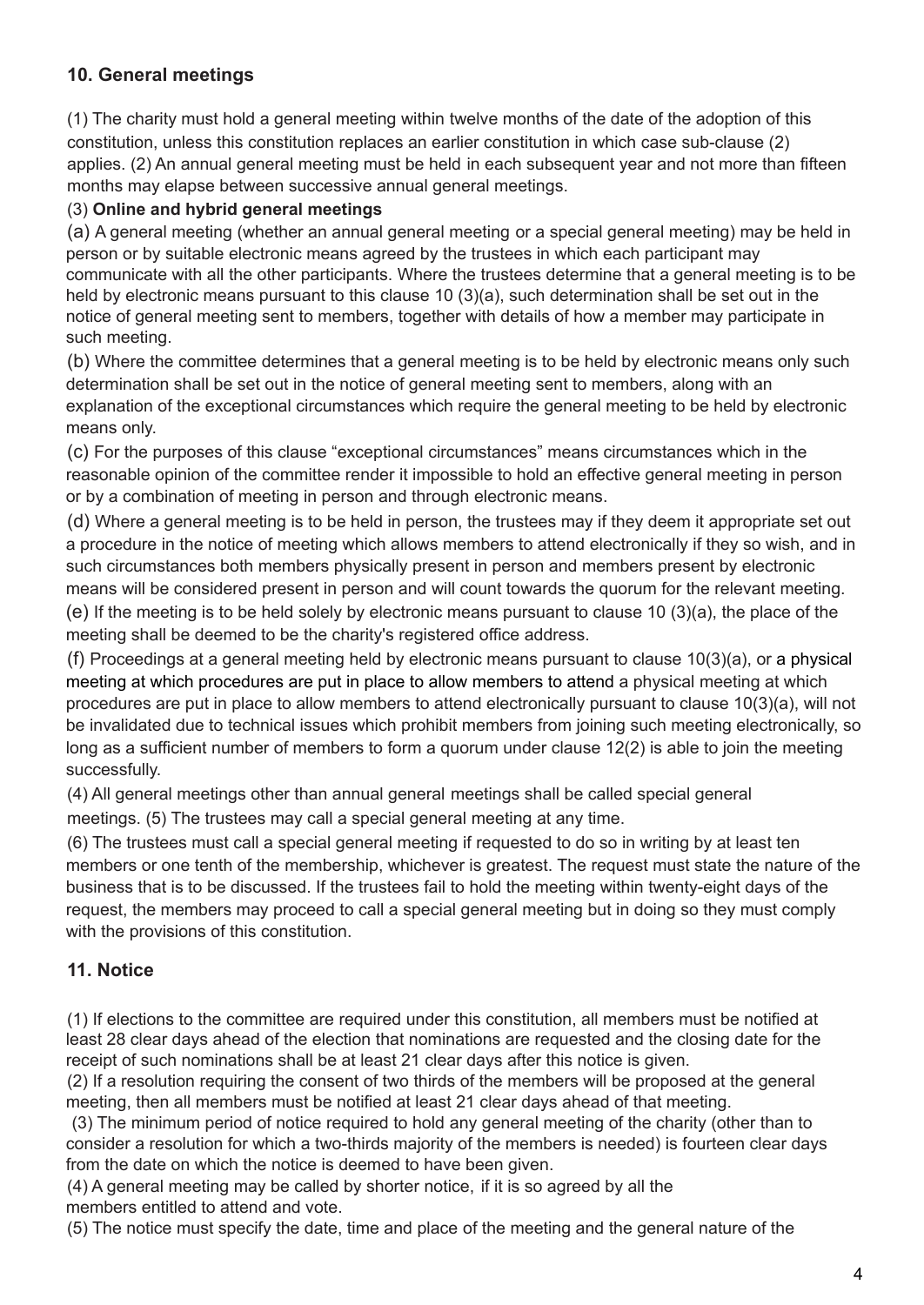## 10. General meetings

(1) The charity must hold a general meeting within twelve months of the date of the adoption of this constitution, unless this constitution replaces an earlier constitution in which case sub-clause (2) applies. (2) An annual general meeting must be held in each subsequent year and not more than fifteen months may elapse between successive annual general meetings.

(3) **Online and hybrid general meetings**

(a) A general meeting (whether an annual general meeting or a special general meeting) may be held in person or by suitable electronic means agreed by the trustees in which each participant may communicate with all the other participants. Where the trustees determine that a general meeting is to be held by electronic means pursuant to this clause 10 (3)(a), such determination shall be set out in the notice of general meeting sent to members, together with details of how a member may participate in such meeting.

(b) Where the committee determines that a general meeting is to be held by electronic means only such determination shall be set out in the notice of general meeting sent to members, along with an explanation of the exceptional circumstances which require the general meeting to be held by electronic means only.

(c) For the purposes of this clause "exceptional circumstances" means circumstances which in the reasonable opinion of the committee render it impossible to hold an effective general meeting in person or by a combination of meeting in person and through electronic means.

(d) Where a general meeting is to be held in person, the trustees may if they deem it appropriate set out a procedure in the notice of meeting which allows members to attend electronically if they so wish, and in such circumstances both members physically present in person and members present by electronic means will be considered present in person and will count towards the quorum for the relevant meeting.

(e) If the meeting is to be held solely by electronic means pursuant to clause 10 (3)(a), the place of the meeting shall be deemed to be the charity's registered office address.

(f) Proceedings at a general meeting held by electronic means pursuant to clause 10(3)(a), or a physical meeting at which procedures are put in place to allow members to attend a physical meeting at which procedures are put in place to allow members to attend electronically pursuant to clause 10(3)(a), will not be invalidated due to technical issues which prohibit members from joining such meeting electronically, so long as a sufficient number of members to form a quorum under clause 12(2) is able to join the meeting successfully.

(4) All general meetings other than annual general meetings shall be called special general meetings. (5) The trustees may call a special general meeting at any time.

(6) The trustees must call a special general meeting if requested to do so in writing by at least ten members or one tenth of the membership, whichever is greatest. The request must state the nature of the business that is to be discussed. If the trustees fail to hold the meeting within twenty-eight days of the request, the members may proceed to call a special general meeting but in doing so they must comply with the provisions of this constitution.

## 11. Notice

(1) If elections to the committee are required under this constitution, all members must be notified at least 28 clear days ahead of the election that nominations are requested and the closing date for the receipt of such nominations shall be at least 21 clear days after this notice is given.

(2) If a resolution requiring the consent of two thirds of the members will be proposed at the general meeting, then all members must be notified at least 21 clear days ahead of that meeting.

(3) The minimum period of notice required to hold any general meeting of the charity (other than to consider a resolution for which a two-thirds majority of the members is needed) is fourteen clear days from the date on which the notice is deemed to have been given.

(4) A general meeting may be called by shorter notice, if it is so agreed by all the members entitled to attend and vote.

(5) The notice must specify the date, time and place of the meeting and the general nature of the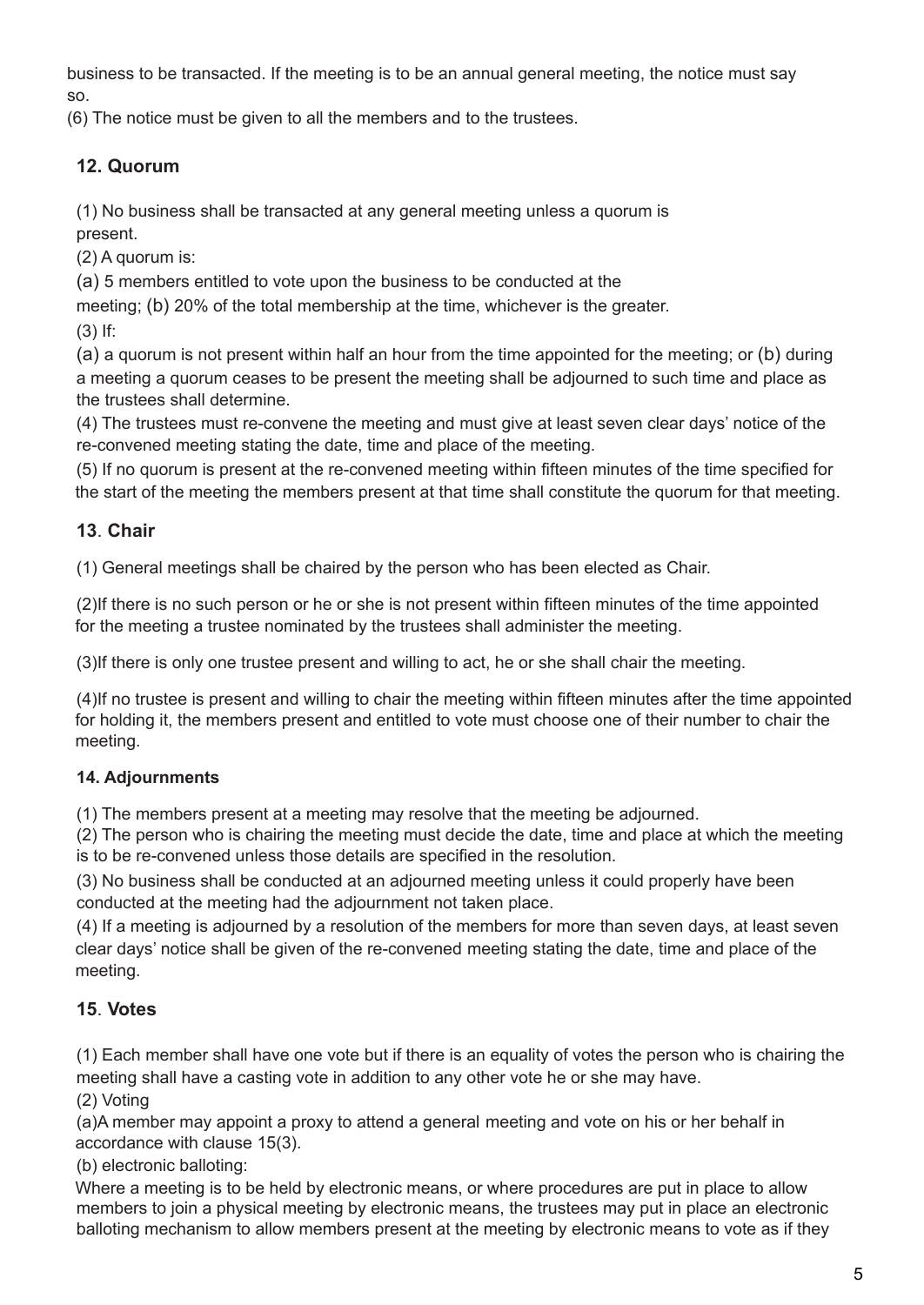business to be transacted. If the meeting is to be an annual general meeting, the notice must say so.

(6) The notice must be given to all the members and to the trustees.

### 12. Quorum

(1) No business shall be transacted at any general meeting unless a quorum is present.

(2) A quorum is:

(a) 5 members entitled to vote upon the business to be conducted at the meeting; (b) 20% of the total membership at the time, whichever is the greater.

(3) If:

(a) a quorum is not present within half an hour from the time appointed for the meeting; or (b) during a meeting a quorum ceases to be present the meeting shall be adjourned to such time and place as the trustees shall determine.

(4) The trustees must re-convene the meeting and must give at least seven clear days' notice of the re-convened meeting stating the date, time and place of the meeting.

(5) If no quorum is present at the re-convened meeting within fifteen minutes of the time specified for the start of the meeting the members present at that time shall constitute the quorum for that meeting.

### 13. Chair

(1) General meetings shall be chaired by the person who has been elected as Chair.

(2)If there is no such person or he or she is not present within fifteen minutes of the time appointed for the meeting a trustee nominated by the trustees shall administer the meeting.

(3)If there is only one trustee present and willing to act, he or she shall chair the meeting.

(4)If no trustee is present and willing to chair the meeting within fifteen minutes after the time appointed for holding it, the members present and entitled to vote must choose one of their number to chair the meeting.

### 14. Adjournments

(1) The members present at a meeting may resolve that the meeting be adjourned.

(2) The person who is chairing the meeting must decide the date, time and place at which the meeting is to be re-convened unless those details are specified in the resolution.

(3) No business shall be conducted at an adjourned meeting unless it could properly have been conducted at the meeting had the adjournment not taken place.

(4) If a meeting is adjourned by a resolution of the members for more than seven days, at least seven clear days' notice shall be given of the re-convened meeting stating the date, time and place of the meeting.

### 15. Votes

(1) Each member shall have one vote but if there is an equality of votes the person who is chairing the meeting shall have a casting vote in addition to any other vote he or she may have.

(2) Voting

(a)A member may appoint a proxy to attend a general meeting and vote on his or her behalf in accordance with clause 15(3).

(b) electronic balloting:

Where a meeting is to be held by electronic means, or where procedures are put in place to allow members to join a physical meeting by electronic means, the trustees may put in place an electronic balloting mechanism to allow members present at the meeting by electronic means to vote as if they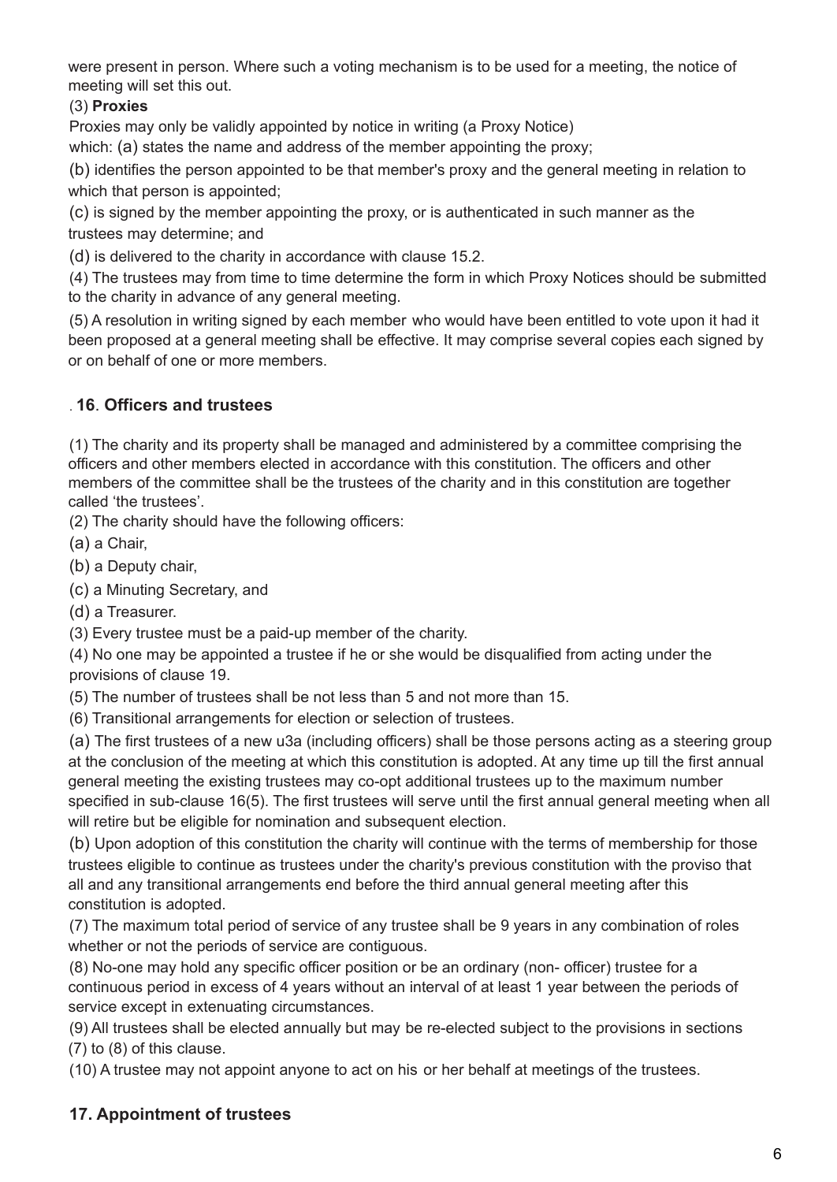were present in person. Where such a voting mechanism is to be used for a meeting, the notice of meeting will set this out.

(3) **Proxies**

Proxies may only be validly appointed by notice in writing (a Proxy Notice) which: (a) states the name and address of the member appointing the proxy;

(b) identifies the person appointed to be that member's proxy and the general meeting in relation to which that person is appointed;

(c) is signed by the member appointing the proxy, or is authenticated in such manner as the trustees may determine; and

(d) is delivered to the charity in accordance with clause 15.2.

(4) The trustees may from time to time determine the form in which Proxy Notices should be submitted to the charity in advance of any general meeting.

(5) A resolution in writing signed by each member who would have been entitled to vote upon it had it been proposed at a general meeting shall be effective. It may comprise several copies each signed by or on behalf of one or more members.

## . 16. Officers and trustees

(1) The charity and its property shall be managed and administered by a committee comprising the officers and other members elected in accordance with this constitution. The officers and other members of the committee shall be the trustees of the charity and in this constitution are together called 'the trustees'.

(2) The charity should have the following officers:

(a) a Chair,

(b) a Deputy chair,

(c) a Minuting Secretary, and

(d) a Treasurer.

(3) Every trustee must be a paid-up member of the charity.

(4) No one may be appointed a trustee if he or she would be disqualified from acting under the provisions of clause 19.

(5) The number of trustees shall be not less than 5 and not more than 15.

(6) Transitional arrangements for election or selection of trustees.

(a) The first trustees of a new u3a (including officers) shall be those persons acting as a steering group at the conclusion of the meeting at which this constitution is adopted. At any time up till the first annual general meeting the existing trustees may co-opt additional trustees up to the maximum number specified in sub-clause 16(5). The first trustees will serve until the first annual general meeting when all will retire but be eligible for nomination and subsequent election.

(b) Upon adoption of this constitution the charity will continue with the terms of membership for those trustees eligible to continue as trustees under the charity's previous constitution with the proviso that all and any transitional arrangements end before the third annual general meeting after this constitution is adopted.

(7) The maximum total period of service of any trustee shall be 9 years in any combination of roles whether or not the periods of service are contiguous.

(8) No-one may hold any specific officer position or be an ordinary (non- officer) trustee for a continuous period in excess of 4 years without an interval of at least 1 year between the periods of service except in extenuating circumstances.

(9) All trustees shall be elected annually but may be re-elected subject to the provisions in sections (7) to (8) of this clause.

(10) A trustee may not appoint anyone to act on his or her behalf at meetings of the trustees.

## 17. Appointment of trustees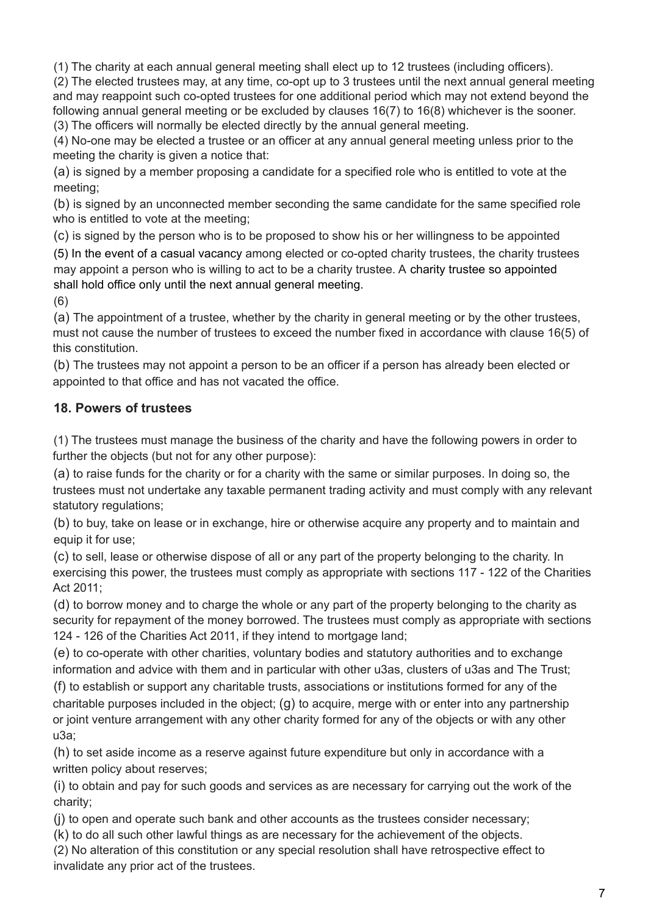(1) The charity at each annual general meeting shall elect up to 12 trustees (including officers).

(2) The elected trustees may, at any time, co-opt up to 3 trustees until the next annual general meeting and may reappoint such co-opted trustees for one additional period which may not extend beyond the following annual general meeting or be excluded by clauses 16(7) to 16(8) whichever is the sooner.

(3) The officers will normally be elected directly by the annual general meeting.

(4) No-one may be elected a trustee or an officer at any annual general meeting unless prior to the meeting the charity is given a notice that:

(a) is signed by a member proposing a candidate for a specified role who is entitled to vote at the meeting;

(b) is signed by an unconnected member seconding the same candidate for the same specified role who is entitled to vote at the meeting;

(c) is signed by the person who is to be proposed to show his or her willingness to be appointed

(5) In the event of a casual vacancy among elected or co-opted charity trustees, the charity trustees may appoint a person who is willing to act to be a charity trustee. A charity trustee so appointed shall hold office only until the next annual general meeting.

(6)

(a) The appointment of a trustee, whether by the charity in general meeting or by the other trustees, must not cause the number of trustees to exceed the number fixed in accordance with clause 16(5) of this constitution.

(b) The trustees may not appoint a person to be an officer if a person has already been elected or appointed to that office and has not vacated the office.

### 18. Powers of trustees

(1) The trustees must manage the business of the charity and have the following powers in order to further the objects (but not for any other purpose):

(a) to raise funds for the charity or for a charity with the same or similar purposes. In doing so, the trustees must not undertake any taxable permanent trading activity and must comply with any relevant statutory regulations;

(b) to buy, take on lease or in exchange, hire or otherwise acquire any property and to maintain and equip it for use;

(c) to sell, lease or otherwise dispose of all or any part of the property belonging to the charity. In exercising this power, the trustees must comply as appropriate with sections 117 - 122 of the Charities Act 2011;

(d) to borrow money and to charge the whole or any part of the property belonging to the charity as security for repayment of the money borrowed. The trustees must comply as appropriate with sections 124 - 126 of the Charities Act 2011, if they intend to mortgage land;

(e) to co-operate with other charities, voluntary bodies and statutory authorities and to exchange information and advice with them and in particular with other u3as, clusters of u3as and The Trust;

(f) to establish or support any charitable trusts, associations or institutions formed for any of the charitable purposes included in the object; (g) to acquire, merge with or enter into any partnership or joint venture arrangement with any other charity formed for any of the objects or with any other u3a;

(h) to set aside income as a reserve against future expenditure but only in accordance with a written policy about reserves;

(i) to obtain and pay for such goods and services as are necessary for carrying out the work of the charity;

(j) to open and operate such bank and other accounts as the trustees consider necessary;

(k) to do all such other lawful things as are necessary for the achievement of the objects.

(2) No alteration of this constitution or any special resolution shall have retrospective effect to invalidate any prior act of the trustees.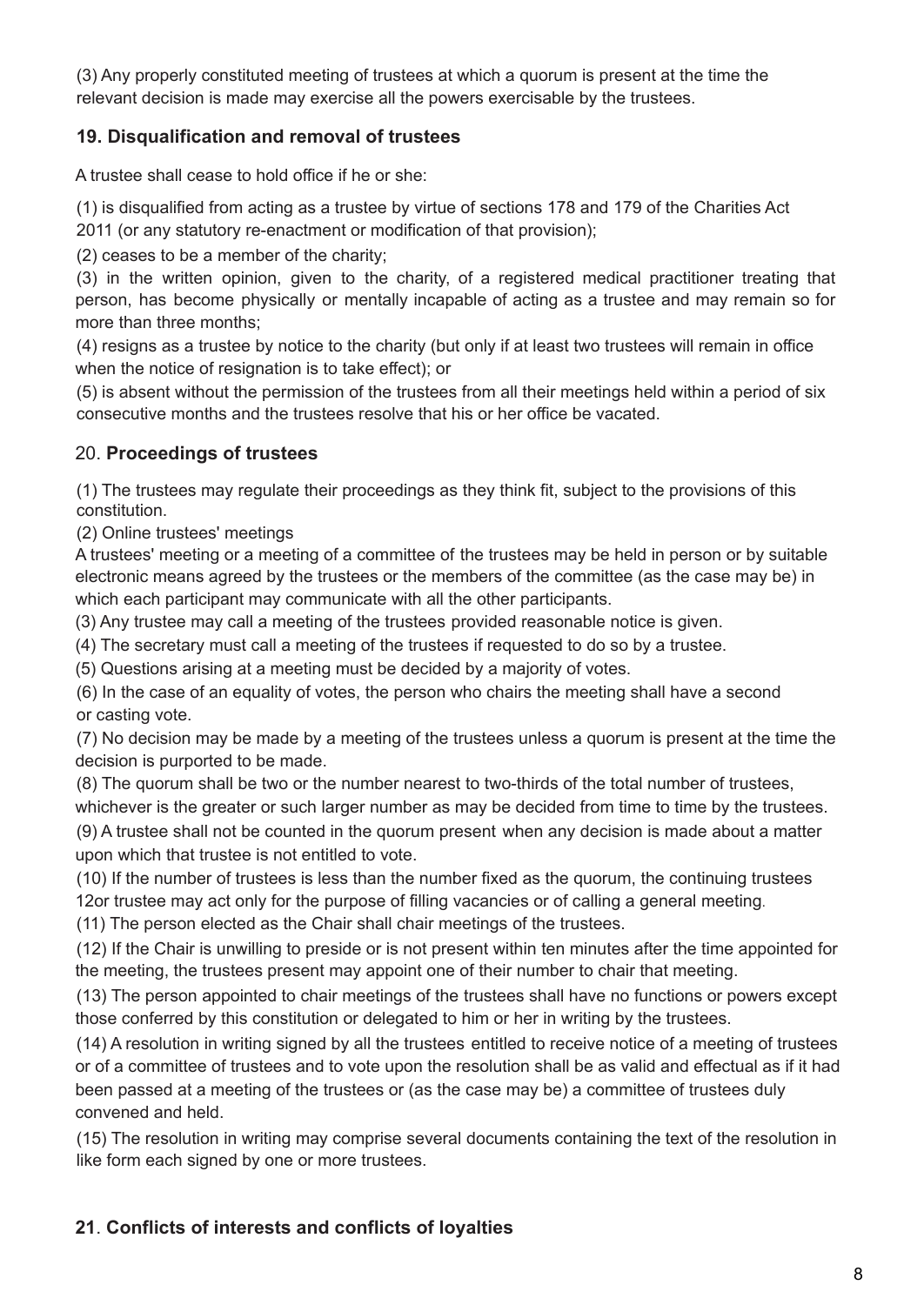(3) Any properly constituted meeting of trustees at which a quorum is present at the time the relevant decision is made may exercise all the powers exercisable by the trustees.

## 19. Disqualification and removal of trustees

A trustee shall cease to hold office if he or she:

(1) is disqualified from acting as a trustee by virtue of sections 178 and 179 of the Charities Act 2011 (or any statutory re-enactment or modification of that provision);

(2) ceases to be a member of the charity;

(3) in the written opinion, given to the charity, of a registered medical practitioner treating that person, has become physically or mentally incapable of acting as a trustee and may remain so for more than three months;

(4) resigns as a trustee by notice to the charity (but only if at least two trustees will remain in office when the notice of resignation is to take effect); or

(5) is absent without the permission of the trustees from all their meetings held within a period of six consecutive months and the trustees resolve that his or her office be vacated.

## 20. Proceedings of trustees

(1) The trustees may regulate their proceedings as they think fit, subject to the provisions of this constitution.

(2) Online trustees' meetings

A trustees' meeting or a meeting of a committee of the trustees may be held in person or by suitable electronic means agreed by the trustees or the members of the committee (as the case may be) in which each participant may communicate with all the other participants.

(3) Any trustee may call a meeting of the trustees provided reasonable notice is given.

(4) The secretary must call a meeting of the trustees if requested to do so by a trustee.

(5) Questions arising at a meeting must be decided by a majority of votes.

(6) In the case of an equality of votes, the person who chairs the meeting shall have a second or casting vote.

(7) No decision may be made by a meeting of the trustees unless a quorum is present at the time the decision is purported to be made.

(8) The quorum shall be two or the number nearest to two-thirds of the total number of trustees, whichever is the greater or such larger number as may be decided from time to time by the trustees.

(9) A trustee shall not be counted in the quorum present when any decision is made about a matter upon which that trustee is not entitled to vote.

(10) If the number of trustees is less than the number fixed as the quorum, the continuing trustees 12or trustee may act only for the purpose of filling vacancies or of calling a general meeting.

(11) The person elected as the Chair shall chair meetings of the trustees.

(12) If the Chair is unwilling to preside or is not present within ten minutes after the time appointed for the meeting, the trustees present may appoint one of their number to chair that meeting.

(13) The person appointed to chair meetings of the trustees shall have no functions or powers except those conferred by this constitution or delegated to him or her in writing by the trustees.

(14) A resolution in writing signed by all the trustees entitled to receive notice of a meeting of trustees or of a committee of trustees and to vote upon the resolution shall be as valid and effectual as if it had been passed at a meeting of the trustees or (as the case may be) a committee of trustees duly convened and held.

(15) The resolution in writing may comprise several documents containing the text of the resolution in like form each signed by one or more trustees.

## 21. Conflicts of interests and conflicts of loyalties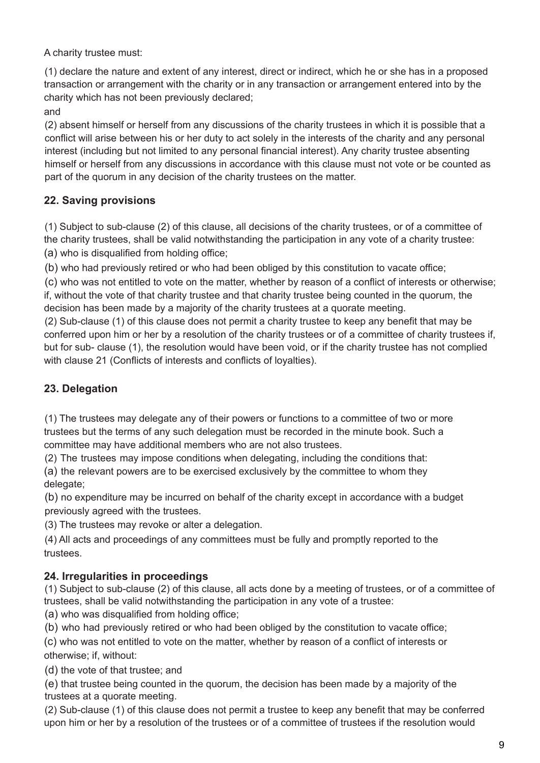A charity trustee must:

(1) declare the nature and extent of any interest, direct or indirect, which he or she has in a proposed transaction or arrangement with the charity or in any transaction or arrangement entered into by the charity which has not been previously declared;

and

(2) absent himself or herself from any discussions of the charity trustees in which it is possible that a conflict will arise between his or her duty to act solely in the interests of the charity and any personal interest (including but not limited to any personal financial interest). Any charity trustee absenting himself or herself from any discussions in accordance with this clause must not vote or be counted as part of the quorum in any decision of the charity trustees on the matter.

## 22. Saving provisions

(1) Subject to sub-clause (2) of this clause, all decisions of the charity trustees, or of a committee of the charity trustees, shall be valid notwithstanding the participation in any vote of a charity trustee:

(a) who is disqualified from holding office;

(b) who had previously retired or who had been obliged by this constitution to vacate office;

(c) who was not entitled to vote on the matter, whether by reason of a conflict of interests or otherwise; if, without the vote of that charity trustee and that charity trustee being counted in the quorum, the decision has been made by a majority of the charity trustees at a quorate meeting.

(2) Sub-clause (1) of this clause does not permit a charity trustee to keep any benefit that may be conferred upon him or her by a resolution of the charity trustees or of a committee of charity trustees if, but for sub- clause (1), the resolution would have been void, or if the charity trustee has not complied with clause 21 (Conflicts of interests and conflicts of loyalties).

## 23. Delegation

(1) The trustees may delegate any of their powers or functions to a committee of two or more trustees but the terms of any such delegation must be recorded in the minute book. Such a committee may have additional members who are not also trustees.

(2) The trustees may impose conditions when delegating, including the conditions that:

(a) the relevant powers are to be exercised exclusively by the committee to whom they delegate;

(b) no expenditure may be incurred on behalf of the charity except in accordance with a budget previously agreed with the trustees.

(3) The trustees may revoke or alter a delegation.

(4) All acts and proceedings of any committees must be fully and promptly reported to the trustees.

## 24. Irregularities in proceedings

(1) Subject to sub-clause (2) of this clause, all acts done by a meeting of trustees, or of a committee of trustees, shall be valid notwithstanding the participation in any vote of a trustee:

(a) who was disqualified from holding office;

(b) who had previously retired or who had been obliged by the constitution to vacate office;

(c) who was not entitled to vote on the matter, whether by reason of a conflict of interests or otherwise; if, without:

(d) the vote of that trustee; and

(e) that trustee being counted in the quorum, the decision has been made by a majority of the trustees at a quorate meeting.

(2) Sub-clause (1) of this clause does not permit a trustee to keep any benefit that may be conferred upon him or her by a resolution of the trustees or of a committee of trustees if the resolution would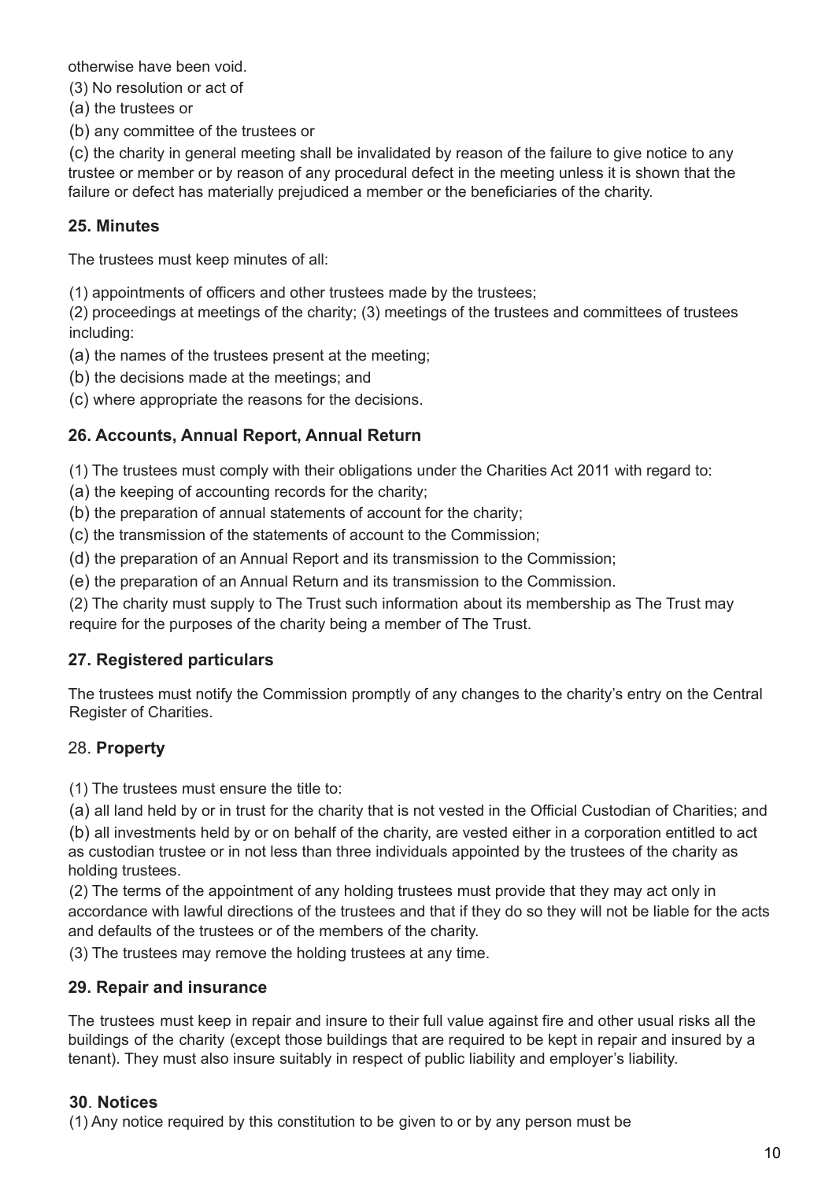otherwise have been void.

(3) No resolution or act of

(a) the trustees or

(b) any committee of the trustees or

(c) the charity in general meeting shall be invalidated by reason of the failure to give notice to any trustee or member or by reason of any procedural defect in the meeting unless it is shown that the failure or defect has materially prejudiced a member or the beneficiaries of the charity.

### 25. Minutes

The trustees must keep minutes of all:

(1) appointments of officers and other trustees made by the trustees;

(2) proceedings at meetings of the charity; (3) meetings of the trustees and committees of trustees including:

(a) the names of the trustees present at the meeting;

(b) the decisions made at the meetings; and

(c) where appropriate the reasons for the decisions.

### 26. Accounts, Annual Report, Annual Return

(1) The trustees must comply with their obligations under the Charities Act 2011 with regard to:

(a) the keeping of accounting records for the charity;

(b) the preparation of annual statements of account for the charity;

(c) the transmission of the statements of account to the Commission;

(d) the preparation of an Annual Report and its transmission to the Commission;

(e) the preparation of an Annual Return and its transmission to the Commission.

(2) The charity must supply to The Trust such information about its membership as The Trust may require for the purposes of the charity being a member of The Trust.

### 27. Registered particulars

The trustees must notify the Commission promptly of any changes to the charity's entry on the Central Register of Charities.

### 28. Property

(1) The trustees must ensure the title to:

(a) all land held by or in trust for the charity that is not vested in the Official Custodian of Charities; and

(b) all investments held by or on behalf of the charity, are vested either in a corporation entitled to act as custodian trustee or in not less than three individuals appointed by the trustees of the charity as holding trustees.

(2) The terms of the appointment of any holding trustees must provide that they may act only in accordance with lawful directions of the trustees and that if they do so they will not be liable for the acts and defaults of the trustees or of the members of the charity.

(3) The trustees may remove the holding trustees at any time.

### 29. Repair and insurance

The trustees must keep in repair and insure to their full value against fire and other usual risks all the buildings of the charity (except those buildings that are required to be kept in repair and insured by a tenant). They must also insure suitably in respect of public liability and employer's liability.

### 30. Notices

(1) Any notice required by this constitution to be given to or by any person must be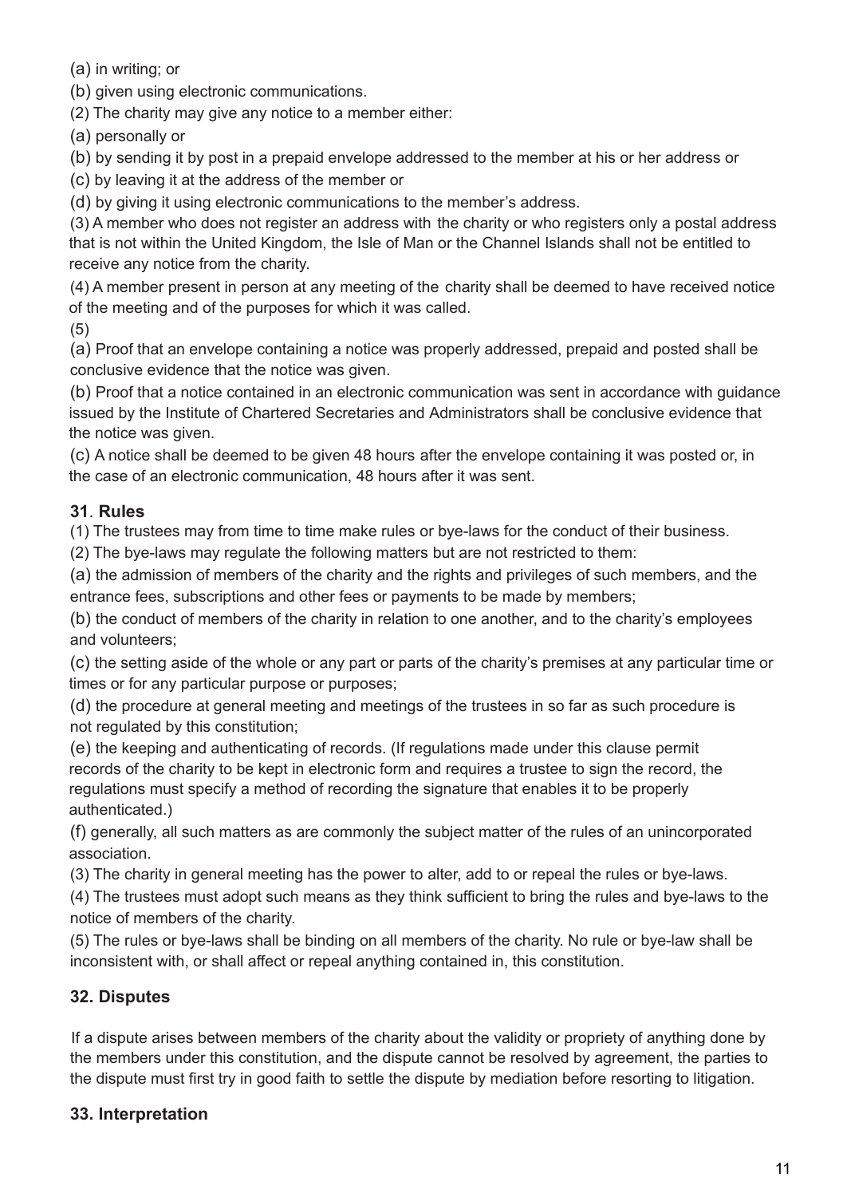(a) in writing; or

(b) given using electronic communications.

(2) The charity may give any notice to a member either:

(a) personally or

(b) by sending it by post in a prepaid envelope addressed to the member at his or her address or

(c) by leaving it at the address of the member or

(d) by giving it using electronic communications to the member's address.

(3) A member who does not register an address with the charity or who registers only a postal address that is not within the United Kingdom, the Isle of Man or the Channel Islands shall not be entitled to receive any notice from the charity.

(4) A member present in person at any meeting of the charity shall be deemed to have received notice of the meeting and of the purposes for which it was called.

(5)

(a) Proof that an envelope containing a notice was properly addressed, prepaid and posted shall be conclusive evidence that the notice was given.

(b) Proof that a notice contained in an electronic communication was sent in accordance with guidance issued by the Institute of Chartered Secretaries and Administrators shall be conclusive evidence that the notice was given.

(c) A notice shall be deemed to be given 48 hours after the envelope containing it was posted or, in the case of an electronic communication, 48 hours after it was sent.

## 31. Rules

(1) The trustees may from time to time make rules or bye-laws for the conduct of their business.

(2) The bye-laws may regulate the following matters but are not restricted to them:

(a) the admission of members of the charity and the rights and privileges of such members, and the entrance fees, subscriptions and other fees or payments to be made by members;

(b) the conduct of members of the charity in relation to one another, and to the charity's employees and volunteers;

(c) the setting aside of the whole or any part or parts of the charity's premises at any particular time or times or for any particular purpose or purposes;

(d) the procedure at general meeting and meetings of the trustees in so far as such procedure is not regulated by this constitution;

(e) the keeping and authenticating of records. (If regulations made under this clause permit records of the charity to be kept in electronic form and requires a trustee to sign the record, the regulations must specify a method of recording the signature that enables it to be properly authenticated.)

(f) generally, all such matters as are commonly the subject matter of the rules of an unincorporated association.

(3) The charity in general meeting has the power to alter, add to or repeal the rules or bye-laws.

(4) The trustees must adopt such means as they think sufficient to bring the rules and bye-laws to the notice of members of the charity.

(5) The rules or bye-laws shall be binding on all members of the charity. No rule or bye-law shall be inconsistent with, or shall affect or repeal anything contained in, this constitution.

## 32. Disputes

If a dispute arises between members of the charity about the validity or propriety of anything done by the members under this constitution, and the dispute cannot be resolved by agreement, the parties to the dispute must first try in good faith to settle the dispute by mediation before resorting to litigation.

## 33. Interpretation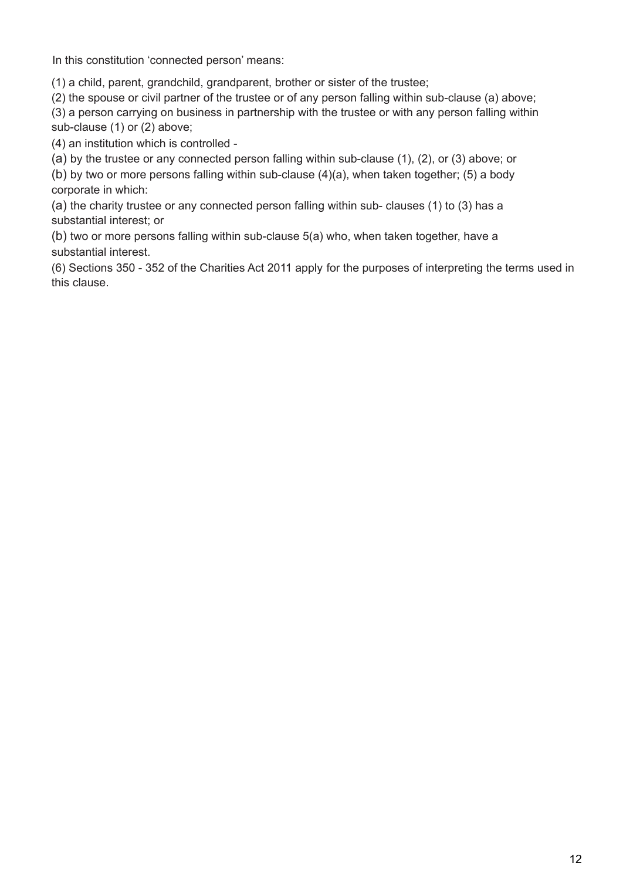In this constitution 'connected person' means:

(1) a child, parent, grandchild, grandparent, brother or sister of the trustee;

(2) the spouse or civil partner of the trustee or of any person falling within sub-clause (a) above;

(3) a person carrying on business in partnership with the trustee or with any person falling within sub-clause (1) or (2) above;

(4) an institution which is controlled -

(a) by the trustee or any connected person falling within sub-clause (1), (2), or (3) above; or

(b) by two or more persons falling within sub-clause (4)(a), when taken together; (5) a body corporate in which:

(a) the charity trustee or any connected person falling within sub- clauses (1) to (3) has a substantial interest; or

(b) two or more persons falling within sub-clause 5(a) who, when taken together, have a substantial interest.

(6) Sections 350 - 352 of the Charities Act 2011 apply for the purposes of interpreting the terms used in this clause.